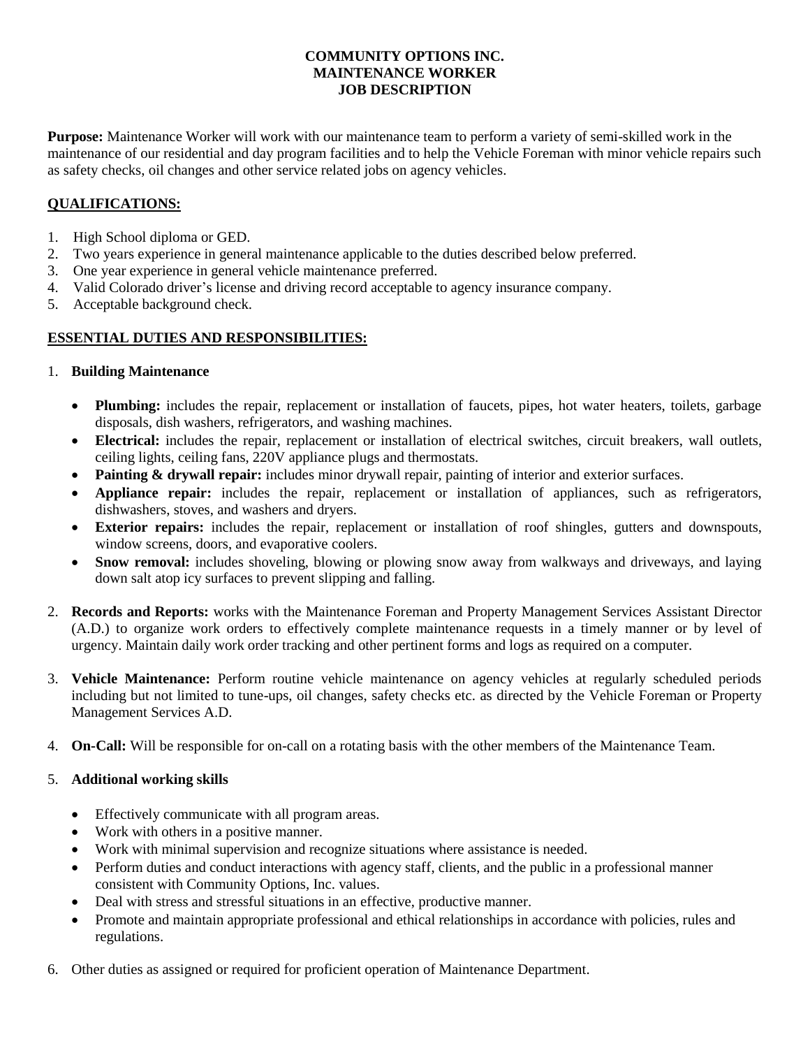# COMMUNITY OPTIONS INC.
# MAINTENANCE WORKER
# JOB DESCRIPTION

**Purpose:** Maintenance Worker will work with our maintenance team to perform a variety of semi-skilled work in the maintenance of our residential and day program facilities and to help the Vehicle Foreman with minor vehicle repairs such as safety checks, oil changes and other service related jobs on agency vehicles.

## QUALIFICATIONS:

1. High School diploma or GED.
2. Two years experience in general maintenance applicable to the duties described below preferred.
3. One year experience in general vehicle maintenance preferred.
4. Valid Colorado driver's license and driving record acceptable to agency insurance company.
5. Acceptable background check.

## ESSENTIAL DUTIES AND RESPONSIBILITIES:

1. **Building Maintenance**
   - **Plumbing:** includes the repair, replacement or installation of faucets, pipes, hot water heaters, toilets, garbage disposals, dish washers, refrigerators, and washing machines.
   - **Electrical:** includes the repair, replacement or installation of electrical switches, circuit breakers, wall outlets, ceiling lights, ceiling fans, 220V appliance plugs and thermostats.
   - **Painting & drywall repair:** includes minor drywall repair, painting of interior and exterior surfaces.
   - **Appliance repair:** includes the repair, replacement or installation of appliances, such as refrigerators, dishwashers, stoves, and washers and dryers.
   - **Exterior repairs:** includes the repair, replacement or installation of roof shingles, gutters and downspouts, window screens, doors, and evaporative coolers.
   - **Snow removal:** includes shoveling, blowing or plowing snow away from walkways and driveways, and laying down salt atop icy surfaces to prevent slipping and falling.

2. **Records and Reports:** works with the Maintenance Foreman and Property Management Services Assistant Director (A.D.) to organize work orders to effectively complete maintenance requests in a timely manner or by level of urgency. Maintain daily work order tracking and other pertinent forms and logs as required on a computer.

3. **Vehicle Maintenance:** Perform routine vehicle maintenance on agency vehicles at regularly scheduled periods including but not limited to tune-ups, oil changes, safety checks etc. as directed by the Vehicle Foreman or Property Management Services A.D.

4. **On-Call:** Will be responsible for on-call on a rotating basis with the other members of the Maintenance Team.

5. **Additional working skills**
   - Effectively communicate with all program areas.
   - Work with others in a positive manner.
   - Work with minimal supervision and recognize situations where assistance is needed.
   - Perform duties and conduct interactions with agency staff, clients, and the public in a professional manner consistent with Community Options, Inc. values.
   - Deal with stress and stressful situations in an effective, productive manner.
   - Promote and maintain appropriate professional and ethical relationships in accordance with policies, rules and regulations.

6. Other duties as assigned or required for proficient operation of Maintenance Department.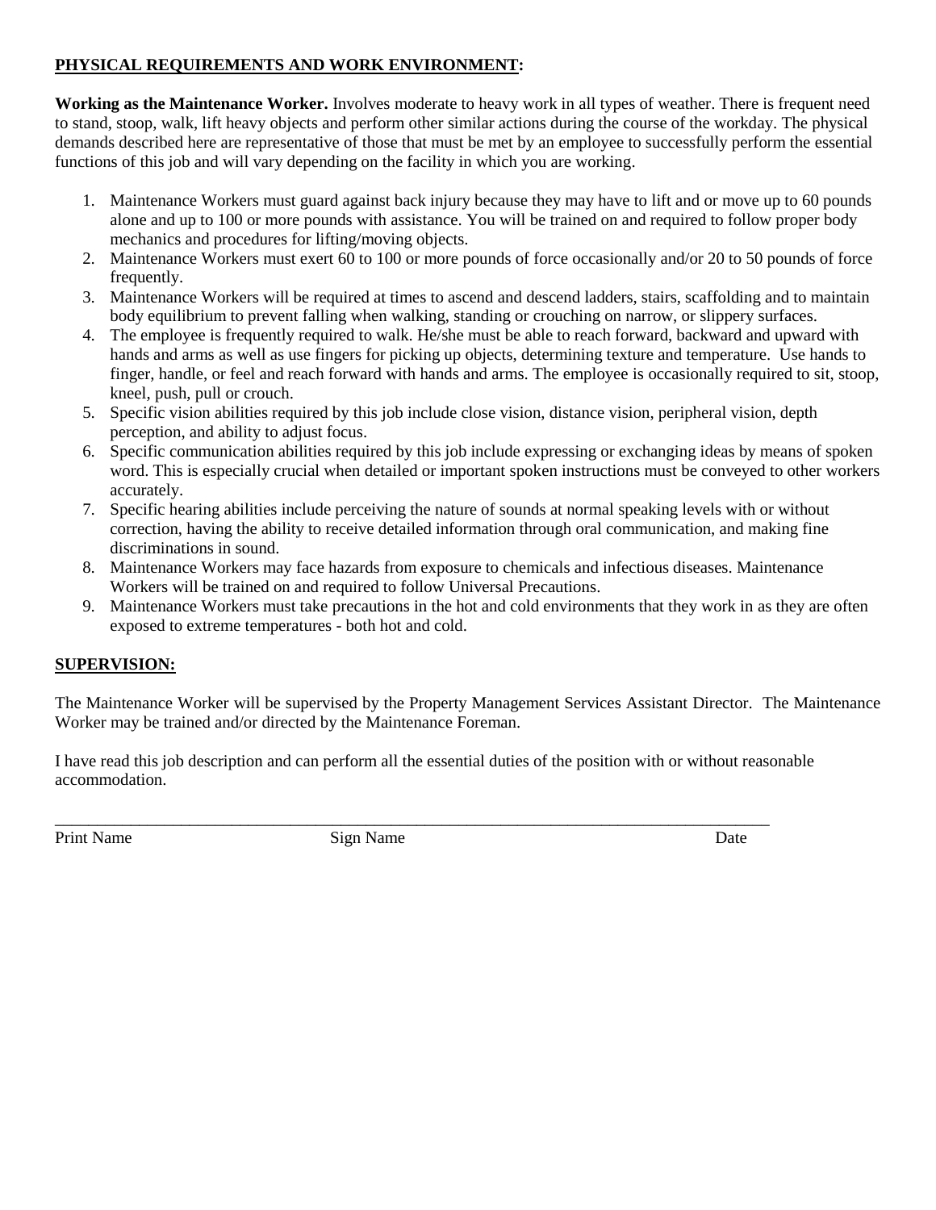**PHYSICAL REQUIREMENTS AND WORK ENVIRONMENT:**

**Working as the Maintenance Worker.** Involves moderate to heavy work in all types of weather. There is frequent need to stand, stoop, walk, lift heavy objects and perform other similar actions during the course of the workday. The physical demands described here are representative of those that must be met by an employee to successfully perform the essential functions of this job and will vary depending on the facility in which you are working.

1. Maintenance Workers must guard against back injury because they may have to lift and or move up to 60 pounds alone and up to 100 or more pounds with assistance. You will be trained on and required to follow proper body mechanics and procedures for lifting/moving objects.
2. Maintenance Workers must exert 60 to 100 or more pounds of force occasionally and/or 20 to 50 pounds of force frequently.
3. Maintenance Workers will be required at times to ascend and descend ladders, stairs, scaffolding and to maintain body equilibrium to prevent falling when walking, standing or crouching on narrow, or slippery surfaces.
4. The employee is frequently required to walk. He/she must be able to reach forward, backward and upward with hands and arms as well as use fingers for picking up objects, determining texture and temperature. Use hands to finger, handle, or feel and reach forward with hands and arms. The employee is occasionally required to sit, stoop, kneel, push, pull or crouch.
5. Specific vision abilities required by this job include close vision, distance vision, peripheral vision, depth perception, and ability to adjust focus.
6. Specific communication abilities required by this job include expressing or exchanging ideas by means of spoken word. This is especially crucial when detailed or important spoken instructions must be conveyed to other workers accurately.
7. Specific hearing abilities include perceiving the nature of sounds at normal speaking levels with or without correction, having the ability to receive detailed information through oral communication, and making fine discriminations in sound.
8. Maintenance Workers may face hazards from exposure to chemicals and infectious diseases. Maintenance Workers will be trained on and required to follow Universal Precautions.
9. Maintenance Workers must take precautions in the hot and cold environments that they work in as they are often exposed to extreme temperatures - both hot and cold.

**SUPERVISION:**

The Maintenance Worker will be supervised by the Property Management Services Assistant Director. The Maintenance Worker may be trained and/or directed by the Maintenance Foreman.

I have read this job description and can perform all the essential duties of the position with or without reasonable accommodation.

_______________________________________________________________________________________

Print Name Sign Name Date